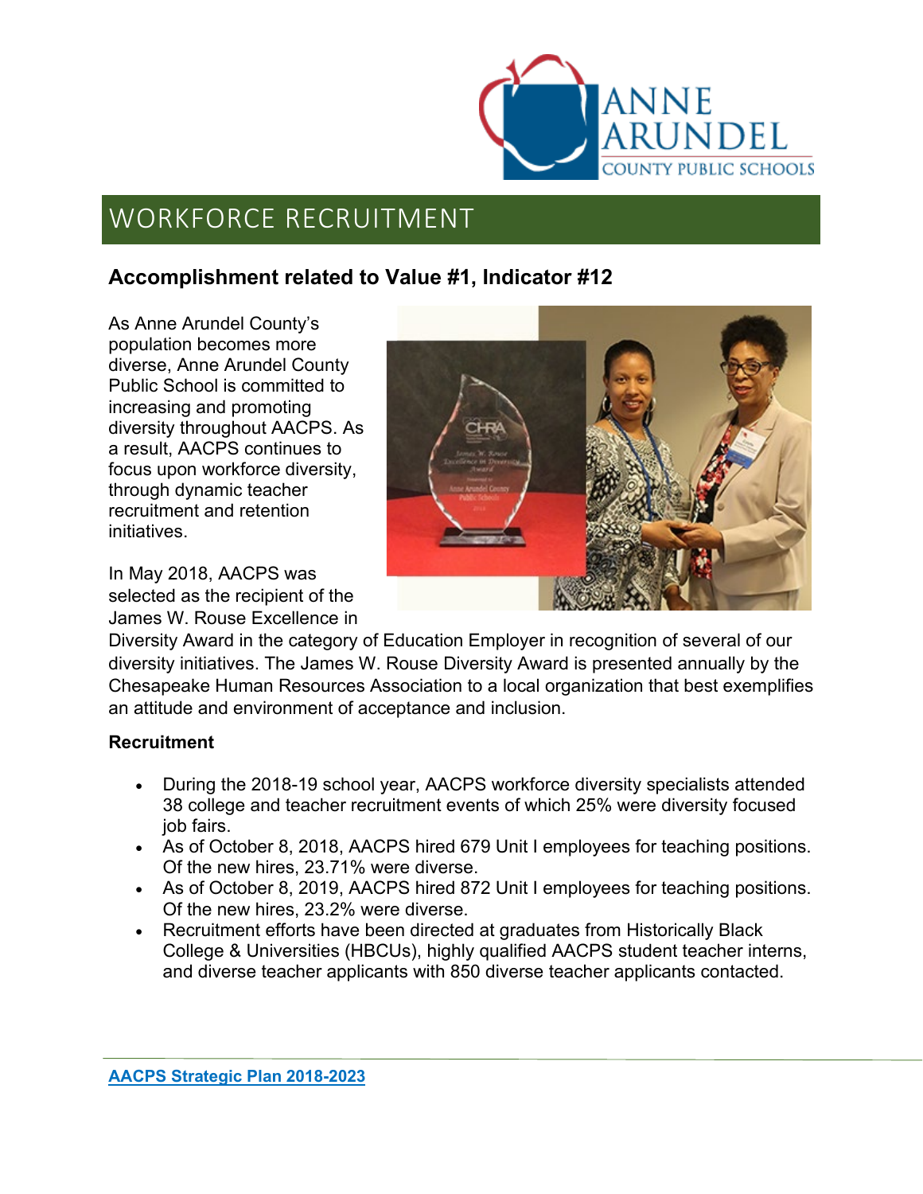# WORKFORCE RECRUITMENT

## Accomplishment related to Value #1, Indicator #12

As Anne Arundel County's population becomes more diverse, Anne Arundel County Public School is committed to increasing and promoting diversity throughout AACPS. As a result, AACPS continues to focus upon workforce diversity, through dynamic teacher recruitment and retention initiatives.

In May 2018, AACPS was selected as the recipient of the James W. Rouse Excellence in Diversity Award in the category of Education Employer in recognition of several of our diversity initiatives. The James W. Rouse Diversity Award is presented annually by the Chesapeake Human Resources Association to a local organization that best exemplifies an attitude and environment of acceptance and inclusion.

**Recruitment**

- During the 2018-19 school year, AACPS workforce diversity specialists attended 38 college and teacher recruitment events of which 25% were diversity focused job fairs.
- As of October 8, 2018, AACPS hired 679 Unit I employees for teaching positions. Of the new hires, 23.71% were diverse.
- As of October 8, 2019, AACPS hired 872 Unit I employees for teaching positions. Of the new hires, 23.2% were diverse.
- Recruitment efforts have been directed at graduates from Historically Black College & Universities (HBCUs), highly qualified AACPS student teacher interns, and diverse teacher applicants with 850 diverse teacher applicants contacted.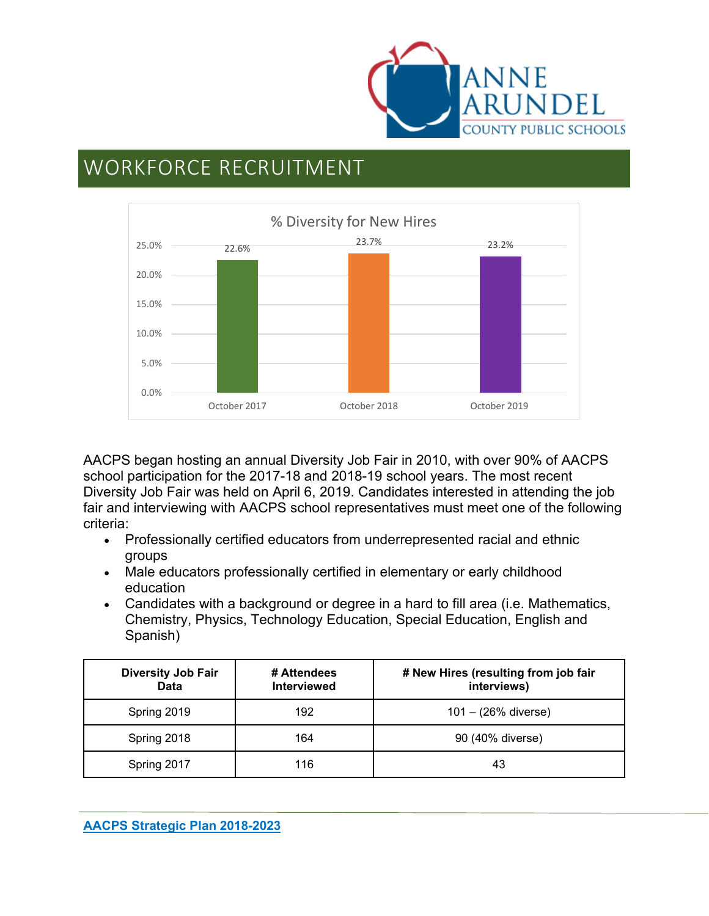# WORKFORCE RECRUITMENT

% Diversity for New Hires

| | October 2017 | October 2018 | October 2019 |
|---|---|---|---|
| % Diversity for New Hires | 22.6% | 23.7% | 23.2% |

AACPS began hosting an annual Diversity Job Fair in 2010, with over 90% of AACPS school participation for the 2017-18 and 2018-19 school years. The most recent Diversity Job Fair was held on April 6, 2019. Candidates interested in attending the job fair and interviewing with AACPS school representatives must meet one of the following criteria:

- Professionally certified educators from underrepresented racial and ethnic groups
- Male educators professionally certified in elementary or early childhood education
- Candidates with a background or degree in a hard to fill area (i.e. Mathematics, Chemistry, Physics, Technology Education, Special Education, English and Spanish)

| Diversity Job Fair Data | # Attendees Interviewed | # New Hires (resulting from job fair interviews) |
|---|---|---|
| Spring 2019 | 192 | 101 – (26% diverse) |
| Spring 2018 | 164 | 90 (40% diverse) |
| Spring 2017 | 116 | 43 |

[AACPS Strategic Plan 2018-2023]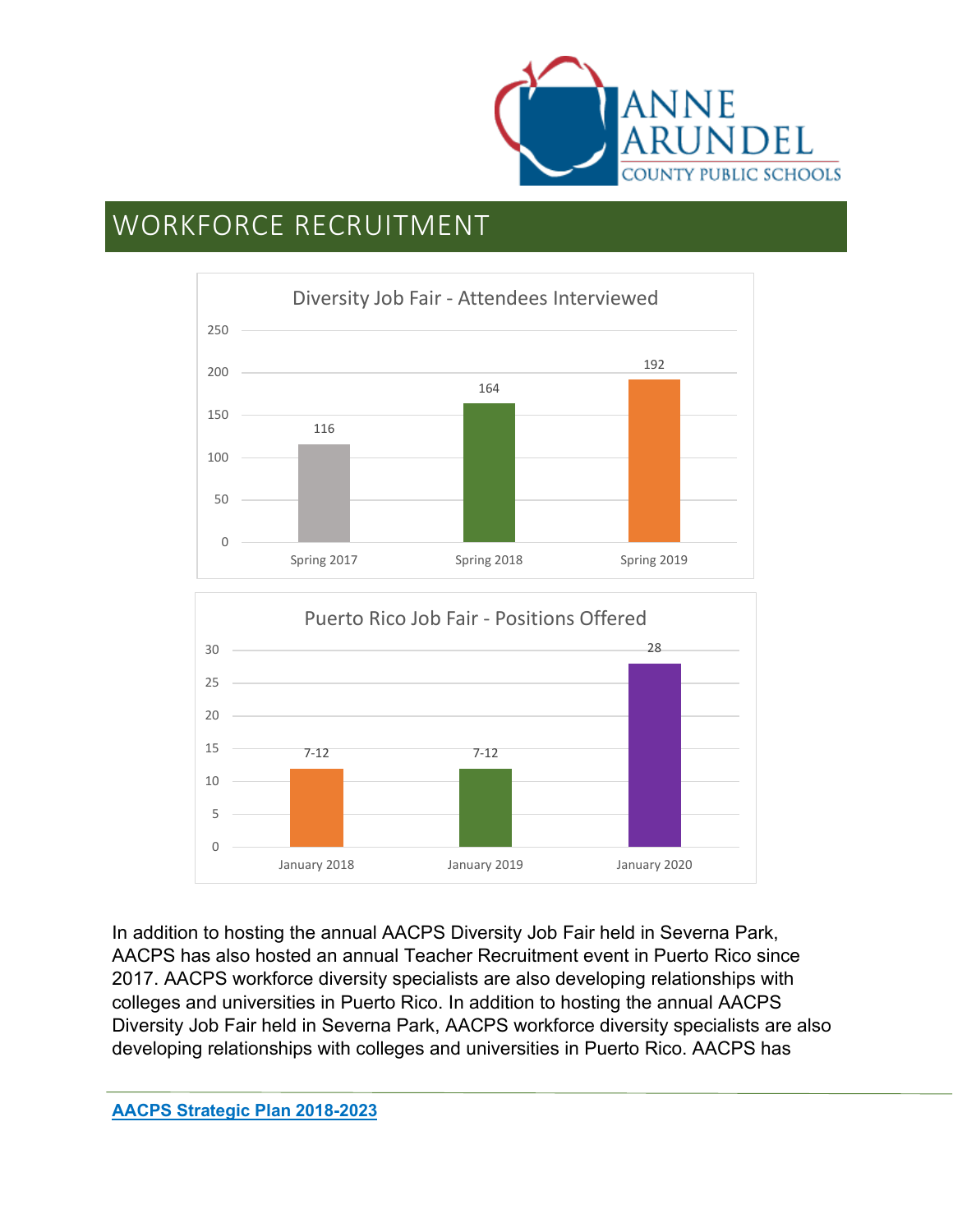# WORKFORCE RECRUITMENT

**Diversity Job Fair - Attendees Interviewed**

| | Attendees Interviewed |
|---|---|
| Spring 2017 | 116 |
| Spring 2018 | 164 |
| Spring 2019 | 192 |

**Puerto Rico Job Fair - Positions Offered**

| | Positions Offered |
|---|---|
| January 2018 | 7-12 |
| January 2019 | 7-12 |
| January 2020 | 28 |

In addition to hosting the annual AACPS Diversity Job Fair held in Severna Park, AACPS has also hosted an annual Teacher Recruitment event in Puerto Rico since 2017. AACPS workforce diversity specialists are also developing relationships with colleges and universities in Puerto Rico. In addition to hosting the annual AACPS Diversity Job Fair held in Severna Park, AACPS workforce diversity specialists are also developing relationships with colleges and universities in Puerto Rico. AACPS has

[AACPS Strategic Plan 2018-2023]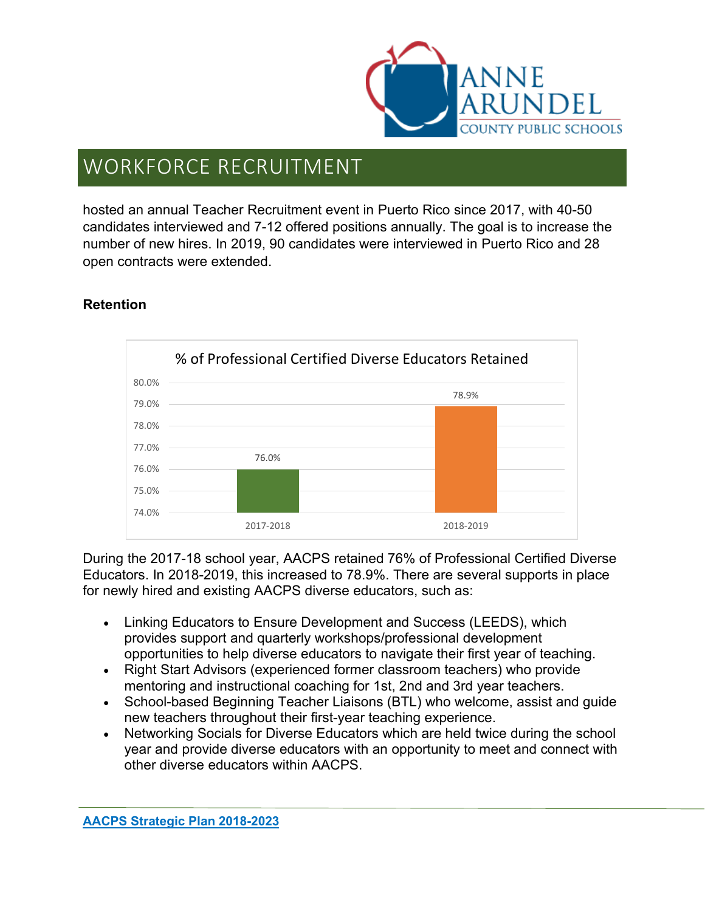# WORKFORCE RECRUITMENT

hosted an annual Teacher Recruitment event in Puerto Rico since 2017, with 40-50 candidates interviewed and 7-12 offered positions annually. The goal is to increase the number of new hires. In 2019, 90 candidates were interviewed in Puerto Rico and 28 open contracts were extended.

**Retention**

% of Professional Certified Diverse Educators Retained

| Year | % Retained |
|---|---|
| 2017-2018 | 76.0% |
| 2018-2019 | 78.9% |

During the 2017-18 school year, AACPS retained 76% of Professional Certified Diverse Educators. In 2018-2019, this increased to 78.9%. There are several supports in place for newly hired and existing AACPS diverse educators, such as:

- Linking Educators to Ensure Development and Success (LEEDS), which provides support and quarterly workshops/professional development opportunities to help diverse educators to navigate their first year of teaching.
- Right Start Advisors (experienced former classroom teachers) who provide mentoring and instructional coaching for 1st, 2nd and 3rd year teachers.
- School-based Beginning Teacher Liaisons (BTL) who welcome, assist and guide new teachers throughout their first-year teaching experience.
- Networking Socials for Diverse Educators which are held twice during the school year and provide diverse educators with an opportunity to meet and connect with other diverse educators within AACPS.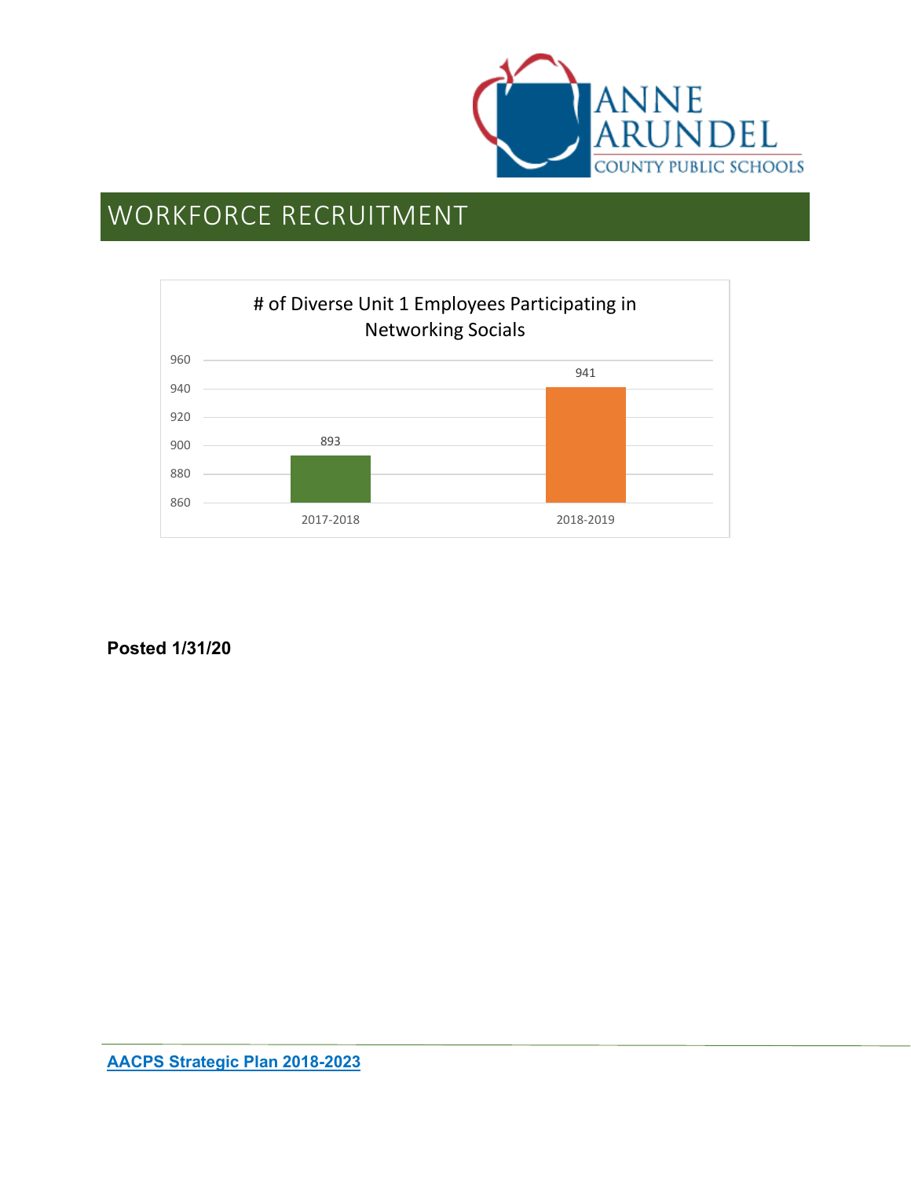# WORKFORCE RECRUITMENT

# of Diverse Unit 1 Employees Participating in Networking Socials

960
940
920
900
880
860

893
941

2017-2018
2018-2019

**Posted 1/31/20**

[AACPS Strategic Plan 2018-2023]